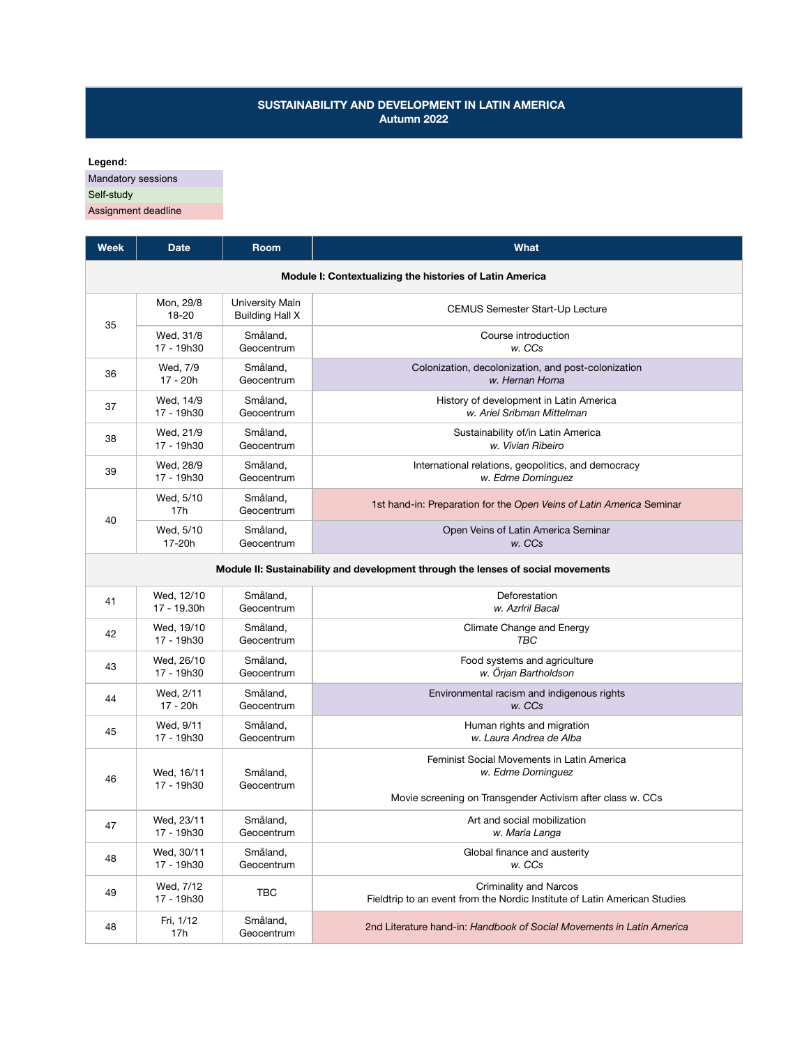# SUSTAINABILITY AND DEVELOPMENT IN LATIN AMERICA
## Autumn 2022

**Legend:**

- Mandatory sessions
- Self-study
- Assignment deadline

| Week | Date | Room | What |
|---|---|---|---|
| **Module I: Contextualizing the histories of Latin America** | | | |
| 35 | Mon, 29/8 18-20 | University Main Building Hall X | CEMUS Semester Start-Up Lecture |
| | Wed, 31/8 17 - 19h30 | Småland, Geocentrum | Course introduction *w. CCs* |
| 36 | Wed, 7/9 17 - 20h | Småland, Geocentrum | Colonization, decolonization, and post-colonization *w. Hernan Horna* |
| 37 | Wed, 14/9 17 - 19h30 | Småland, Geocentrum | History of development in Latin America *w. Ariel Sribman Mittelman* |
| 38 | Wed, 21/9 17 - 19h30 | Småland, Geocentrum | Sustainability of/in Latin America *w. Vivian Ribeiro* |
| 39 | Wed, 28/9 17 - 19h30 | Småland, Geocentrum | International relations, geopolitics, and democracy *w. Edme Dominguez* |
| 40 | Wed, 5/10 17h | Småland, Geocentrum | 1st hand-in: Preparation for the *Open Veins of Latin America* Seminar |
| | Wed, 5/10 17-20h | Småland, Geocentrum | Open Veins of Latin America Seminar *w. CCs* |
| **Module II: Sustainability and development through the lenses of social movements** | | | |
| 41 | Wed, 12/10 17 - 19.30h | Småland, Geocentrum | Deforestation *w. Azrlril Bacal* |
| 42 | Wed, 19/10 17 - 19h30 | Småland, Geocentrum | Climate Change and Energy *TBC* |
| 43 | Wed, 26/10 17 - 19h30 | Småland, Geocentrum | Food systems and agriculture *w. Örjan Bartholdson* |
| 44 | Wed, 2/11 17 - 20h | Småland, Geocentrum | Environmental racism and indigenous rights *w. CCs* |
| 45 | Wed, 9/11 17 - 19h30 | Småland, Geocentrum | Human rights and migration *w. Laura Andrea de Alba* |
| 46 | Wed, 16/11 17 - 19h30 | Småland, Geocentrum | Feminist Social Movements in Latin America *w. Edme Dominguez*<br><br>Movie screening on Transgender Activism after class w. CCs |
| 47 | Wed, 23/11 17 - 19h30 | Småland, Geocentrum | Art and social mobilization *w. Maria Langa* |
| 48 | Wed, 30/11 17 - 19h30 | Småland, Geocentrum | Global finance and austerity *w. CCs* |
| 49 | Wed, 7/12 17 - 19h30 | TBC | Criminality and Narcos<br>Fieldtrip to an event from the Nordic Institute of Latin American Studies |
| 48 | Fri, 1/12 17h | Småland, Geocentrum | 2nd Literature hand-in: *Handbook of Social Movements in Latin America* |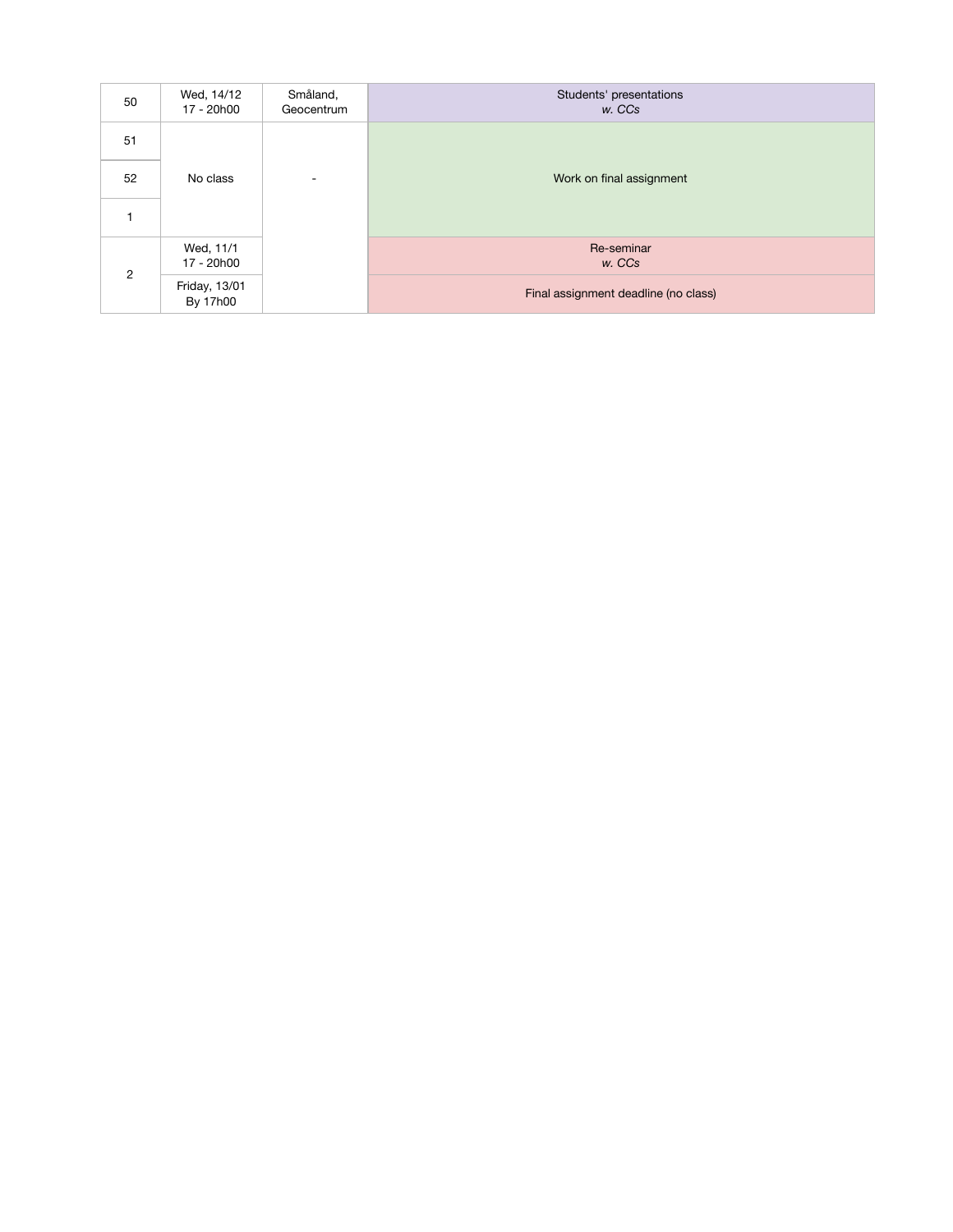| | | | |
|---|---|---|---|
| 50 | Wed, 14/12<br>17 - 20h00 | Småland,<br>Geocentrum | Students' presentations<br>*w. CCs* |
| 51 | No class | - | Work on final assignment |
| 52 | | | |
| 1 | | | |
| 2 | Wed, 11/1<br>17 - 20h00 | | Re-seminar<br>*w. CCs* |
| | Friday, 13/01<br>By 17h00 | | Final assignment deadline (no class) |